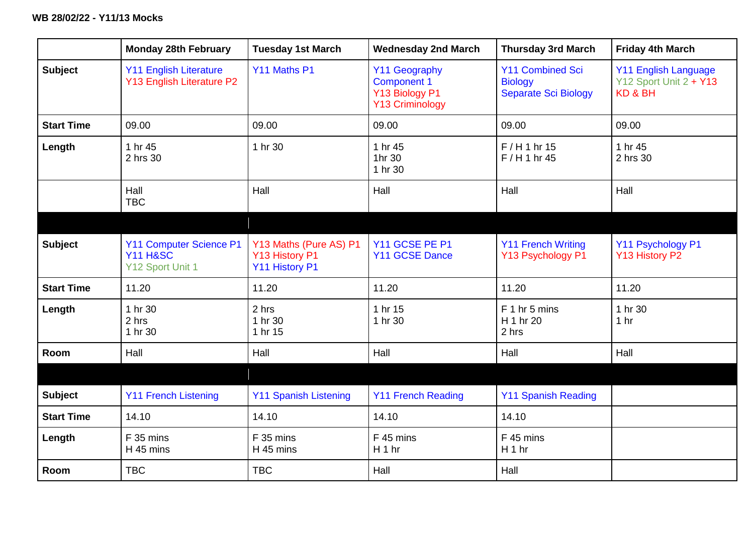**WB 28/02/22 - Y11/13 Mocks**

| | Monday 28th February | Tuesday 1st March | Wednesday 2nd March | Thursday 3rd March | Friday 4th March |
|---|---|---|---|---|---|
| **Subject** | Y11 English Literature<br>Y13 English Literature P2 | Y11 Maths P1 | Y11 Geography Component 1<br>Y13 Biology P1<br>Y13 Criminology | Y11 Combined Sci Biology<br>Separate Sci Biology | Y11 English Language<br>Y12 Sport Unit 2 + Y13 KD & BH |
| **Start Time** | 09.00 | 09.00 | 09.00 | 09.00 | 09.00 |
| **Length** | 1 hr 45<br>2 hrs 30 | 1 hr 30 | 1 hr 45<br>1hr 30<br>1 hr 30 | F / H 1 hr 15<br>F / H 1 hr 45 | 1 hr 45<br>2 hrs 30 |
| | Hall<br>TBC | Hall | Hall | Hall | Hall |
| | | | | | |
| **Subject** | Y11 Computer Science P1<br>Y11 H&SC<br>Y12 Sport Unit 1 | Y13 Maths (Pure AS) P1<br>Y13 History P1<br>Y11 History P1 | Y11 GCSE PE P1<br>Y11 GCSE Dance | Y11 French Writing<br>Y13 Psychology P1 | Y11 Psychology P1<br>Y13 History P2 |
| **Start Time** | 11.20 | 11.20 | 11.20 | 11.20 | 11.20 |
| **Length** | 1 hr 30<br>2 hrs<br>1 hr 30 | 2 hrs<br>1 hr 30<br>1 hr 15 | 1 hr 15<br>1 hr 30 | F 1 hr 5 mins<br>H 1 hr 20<br>2 hrs | 1 hr 30<br>1 hr |
| **Room** | Hall | Hall | Hall | Hall | Hall |
| | | | | | |
| **Subject** | Y11 French Listening | Y11 Spanish Listening | Y11 French Reading | Y11 Spanish Reading | |
| **Start Time** | 14.10 | 14.10 | 14.10 | 14.10 | |
| **Length** | F 35 mins<br>H 45 mins | F 35 mins<br>H 45 mins | F 45 mins<br>H 1 hr | F 45 mins<br>H 1 hr | |
| **Room** | TBC | TBC | Hall | Hall | |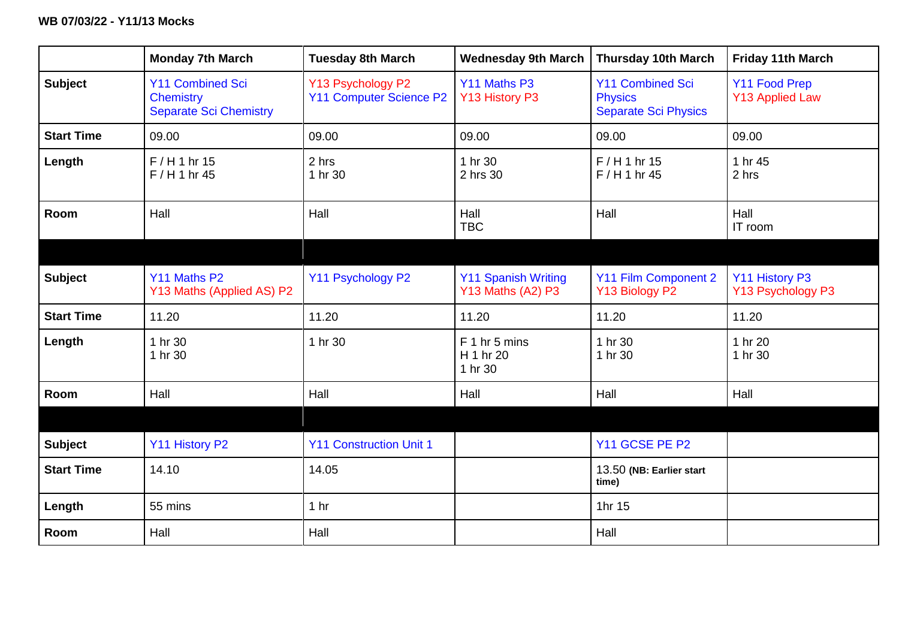**WB 07/03/22 - Y11/13 Mocks**

| | Monday 7th March | Tuesday 8th March | Wednesday 9th March | Thursday 10th March | Friday 11th March |
|---|---|---|---|---|---|
| **Subject** | Y11 Combined Sci Chemistry<br>Separate Sci Chemistry | Y13 Psychology P2<br>Y11 Computer Science P2 | Y11 Maths P3<br>Y13 History P3 | Y11 Combined Sci Physics<br>Separate Sci Physics | Y11 Food Prep<br>Y13 Applied Law |
| **Start Time** | 09.00 | 09.00 | 09.00 | 09.00 | 09.00 |
| **Length** | F / H 1 hr 15<br>F / H 1 hr 45 | 2 hrs<br>1 hr 30 | 1 hr 30<br>2 hrs 30 | F / H 1 hr 15<br>F / H 1 hr 45 | 1 hr 45<br>2 hrs |
| **Room** | Hall | Hall | Hall<br>TBC | Hall | Hall<br>IT room |
| | | | | | |
| **Subject** | Y11 Maths P2<br>Y13 Maths (Applied AS) P2 | Y11 Psychology P2 | Y11 Spanish Writing<br>Y13 Maths (A2) P3 | Y11 Film Component 2<br>Y13 Biology P2 | Y11 History P3<br>Y13 Psychology P3 |
| **Start Time** | 11.20 | 11.20 | 11.20 | 11.20 | 11.20 |
| **Length** | 1 hr 30<br>1 hr 30 | 1 hr 30 | F 1 hr 5 mins<br>H 1 hr 20<br>1 hr 30 | 1 hr 30<br>1 hr 30 | 1 hr 20<br>1 hr 30 |
| **Room** | Hall | Hall | Hall | Hall | Hall |
| | | | | | |
| **Subject** | Y11 History P2 | Y11 Construction Unit 1 | | Y11 GCSE PE P2 | |
| **Start Time** | 14.10 | 14.05 | | 13.50 **(NB: Earlier start time)** | |
| **Length** | 55 mins | 1 hr | | 1hr 15 | |
| **Room** | Hall | Hall | | Hall | |